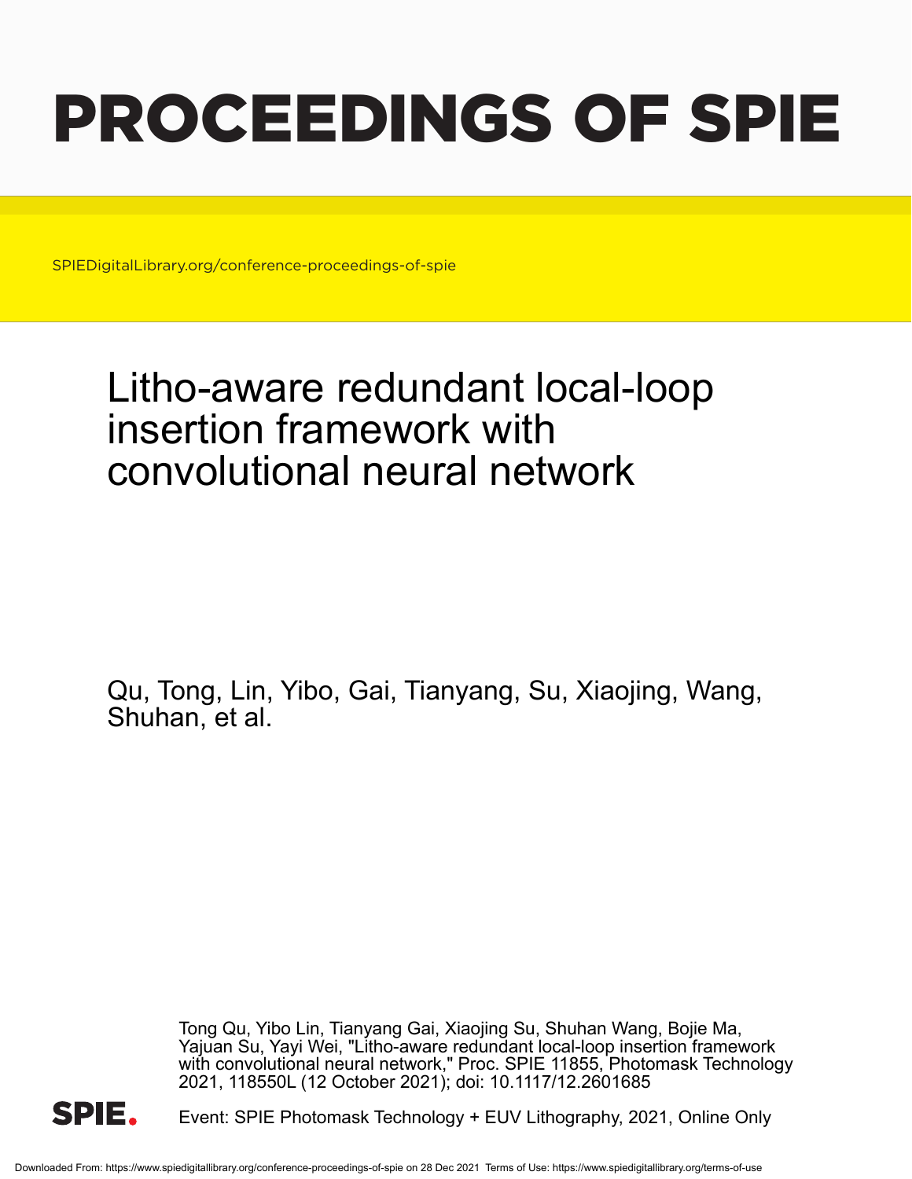# PROCEEDINGS OF SPIE

SPIEDigitalLibrary.org/conference-proceedings-of-spie

## Litho-aware redundant local-loop insertion framework with convolutional neural network

Qu, Tong, Lin, Yibo, Gai, Tianyang, Su, Xiaojing, Wang, Shuhan, et al.

Tong Qu, Yibo Lin, Tianyang Gai, Xiaojing Su, Shuhan Wang, Bojie Ma, Yajuan Su, Yayi Wei, "Litho-aware redundant local-loop insertion framework with convolutional neural network," Proc. SPIE 11855, Photomask Technology 2021, 118550L (12 October 2021); doi: 10.1117/12.2601685

SPIE.

Event: SPIE Photomask Technology + EUV Lithography, 2021, Online Only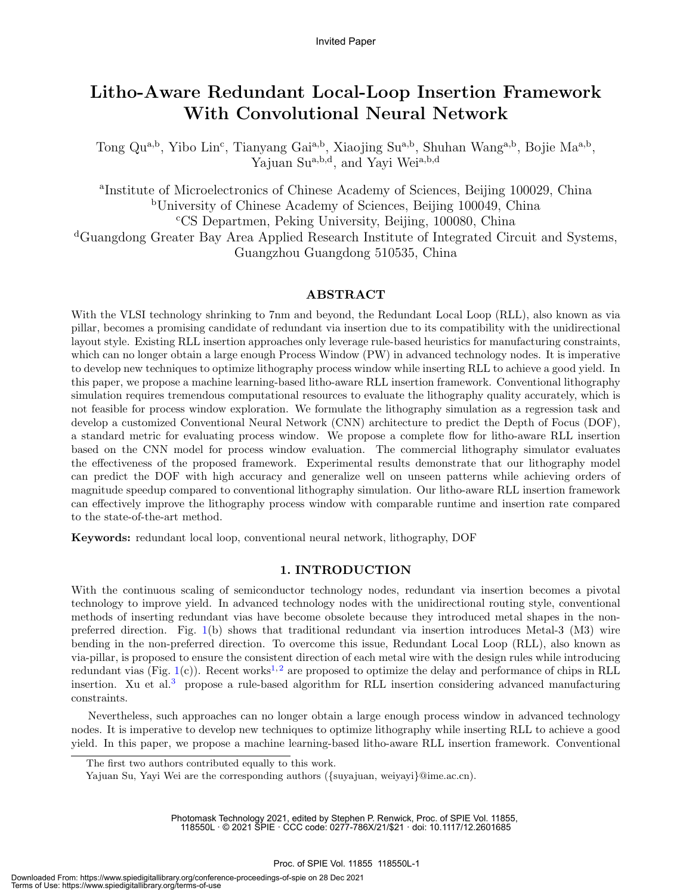Invited Paper

# Litho-Aware Redundant Local-Loop Insertion Framework With Convolutional Neural Network

Tong Qu[a,b], Yibo Lin[c], Tianyang Gai[a,b], Xiaojing Su[a,b], Shuhan Wang[a,b], Bojie Ma[a,b], Yajuan Su[a,b,d], and Yayi Wei[a,b,d]

[a]Institute of Microelectronics of Chinese Academy of Sciences, Beijing 100029, China
[b]University of Chinese Academy of Sciences, Beijing 100049, China
[c]CS Departmen, Peking University, Beijing, 100080, China
[d]Guangdong Greater Bay Area Applied Research Institute of Integrated Circuit and Systems, Guangzhou Guangdong 510535, China

## ABSTRACT

With the VLSI technology shrinking to 7nm and beyond, the Redundant Local Loop (RLL), also known as via pillar, becomes a promising candidate of redundant via insertion due to its compatibility with the unidirectional layout style. Existing RLL insertion approaches only leverage rule-based heuristics for manufacturing constraints, which can no longer obtain a large enough Process Window (PW) in advanced technology nodes. It is imperative to develop new techniques to optimize lithography process window while inserting RLL to achieve a good yield. In this paper, we propose a machine learning-based litho-aware RLL insertion framework. Conventional lithography simulation requires tremendous computational resources to evaluate the lithography quality accurately, which is not feasible for process window exploration. We formulate the lithography simulation as a regression task and develop a customized Conventional Neural Network (CNN) architecture to predict the Depth of Focus (DOF), a standard metric for evaluating process window. We propose a complete flow for litho-aware RLL insertion based on the CNN model for process window evaluation. The commercial lithography simulator evaluates the effectiveness of the proposed framework. Experimental results demonstrate that our lithography model can predict the DOF with high accuracy and generalize well on unseen patterns while achieving orders of magnitude speedup compared to conventional lithography simulation. Our litho-aware RLL insertion framework can effectively improve the lithography process window with comparable runtime and insertion rate compared to the state-of-the-art method.

**Keywords:** redundant local loop, conventional neural network, lithography, DOF

## 1. INTRODUCTION

With the continuous scaling of semiconductor technology nodes, redundant via insertion becomes a pivotal technology to improve yield. In advanced technology nodes with the unidirectional routing style, conventional methods of inserting redundant vias have become obsolete because they introduced metal shapes in the non-preferred direction. Fig. 1(b) shows that traditional redundant via insertion introduces Metal-3 (M3) wire bending in the non-preferred direction. To overcome this issue, Redundant Local Loop (RLL), also known as via-pillar, is proposed to ensure the consistent direction of each metal wire with the design rules while introducing redundant vias (Fig. 1(c)). Recent works[1,2] are proposed to optimize the delay and performance of chips in RLL insertion. Xu et al.[3] propose a rule-based algorithm for RLL insertion considering advanced manufacturing constraints.

Nevertheless, such approaches can no longer obtain a large enough process window in advanced technology nodes. It is imperative to develop new techniques to optimize lithography while inserting RLL to achieve a good yield. In this paper, we propose a machine learning-based litho-aware RLL insertion framework. Conventional

The first two authors contributed equally to this work.

Yajuan Su, Yayi Wei are the corresponding authors ({suyajuan, weiyayi}@ime.ac.cn).

Photomask Technology 2021, edited by Stephen P. Renwick, Proc. of SPIE Vol. 11855, 118550L · © 2021 SPIE · CCC code: 0277-786X/21/$21 · doi: 10.1117/12.2601685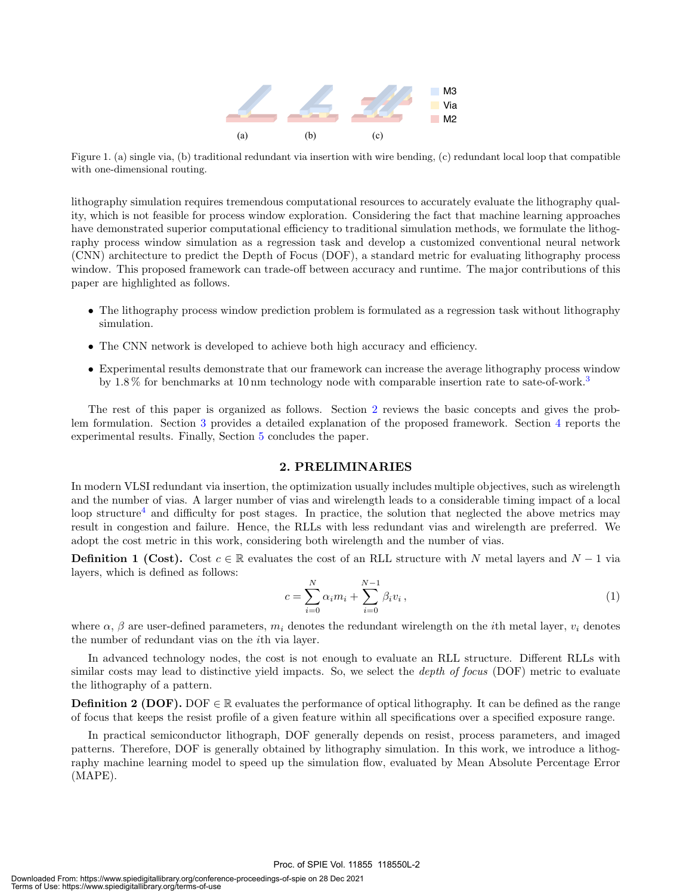Figure 1. (a) single via, (b) traditional redundant via insertion with wire bending, (c) redundant local loop that compatible with one-dimensional routing.

lithography simulation requires tremendous computational resources to accurately evaluate the lithography quality, which is not feasible for process window exploration. Considering the fact that machine learning approaches have demonstrated superior computational efficiency to traditional simulation methods, we formulate the lithography process window simulation as a regression task and develop a customized conventional neural network (CNN) architecture to predict the Depth of Focus (DOF), a standard metric for evaluating lithography process window. This proposed framework can trade-off between accuracy and runtime. The major contributions of this paper are highlighted as follows.

- The lithography process window prediction problem is formulated as a regression task without lithography simulation.
- The CNN network is developed to achieve both high accuracy and efficiency.
- Experimental results demonstrate that our framework can increase the average lithography process window by 1.8 % for benchmarks at 10 nm technology node with comparable insertion rate to sate-of-work.[3]

The rest of this paper is organized as follows. Section 2 reviews the basic concepts and gives the problem formulation. Section 3 provides a detailed explanation of the proposed framework. Section 4 reports the experimental results. Finally, Section 5 concludes the paper.

## 2. PRELIMINARIES

In modern VLSI redundant via insertion, the optimization usually includes multiple objectives, such as wirelength and the number of vias. A larger number of vias and wirelength leads to a considerable timing impact of a local loop structure[4] and difficulty for post stages. In practice, the solution that neglected the above metrics may result in congestion and failure. Hence, the RLLs with less redundant vias and wirelength are preferred. We adopt the cost metric in this work, considering both wirelength and the number of vias.

**Definition 1 (Cost).** Cost $c \in \mathbb{R}$ evaluates the cost of an RLL structure with $N$ metal layers and $N-1$ via layers, which is defined as follows:

$$c = \sum_{i=0}^{N} \alpha_i m_i + \sum_{i=0}^{N-1} \beta_i v_i \,, \tag{1}$$

where $\alpha$, $\beta$ are user-defined parameters, $m_i$ denotes the redundant wirelength on the $i$th metal layer, $v_i$ denotes the number of redundant vias on the $i$th via layer.

In advanced technology nodes, the cost is not enough to evaluate an RLL structure. Different RLLs with similar costs may lead to distinctive yield impacts. So, we select the *depth of focus* (DOF) metric to evaluate the lithography of a pattern.

**Definition 2 (DOF).** DOF $\in \mathbb{R}$ evaluates the performance of optical lithography. It can be defined as the range of focus that keeps the resist profile of a given feature within all specifications over a specified exposure range.

In practical semiconductor lithograph, DOF generally depends on resist, process parameters, and imaged patterns. Therefore, DOF is generally obtained by lithography simulation. In this work, we introduce a lithography machine learning model to speed up the simulation flow, evaluated by Mean Absolute Percentage Error (MAPE).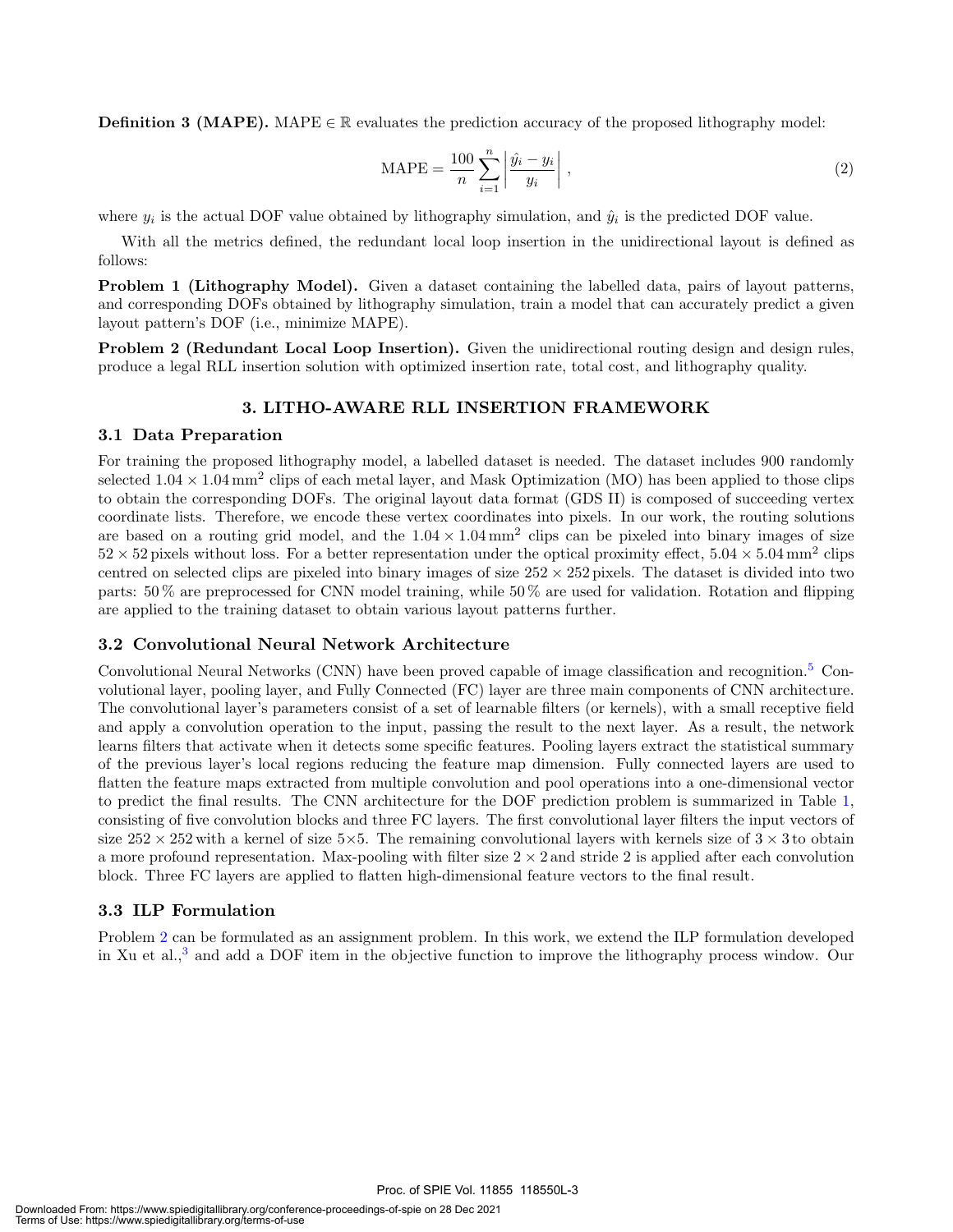**Definition 3 (MAPE).** MAPE $\in \mathbb{R}$ evaluates the prediction accuracy of the proposed lithography model:

$$\text{MAPE} = \frac{100}{n} \sum_{i=1}^{n} \left| \frac{\hat{y_i} - y_i}{y_i} \right|, \tag{2}$$

where $y_i$ is the actual DOF value obtained by lithography simulation, and $\hat{y}_i$ is the predicted DOF value.

With all the metrics defined, the redundant local loop insertion in the unidirectional layout is defined as follows:

**Problem 1 (Lithography Model).** Given a dataset containing the labelled data, pairs of layout patterns, and corresponding DOFs obtained by lithography simulation, train a model that can accurately predict a given layout pattern's DOF (i.e., minimize MAPE).

**Problem 2 (Redundant Local Loop Insertion).** Given the unidirectional routing design and design rules, produce a legal RLL insertion solution with optimized insertion rate, total cost, and lithography quality.

## 3. LITHO-AWARE RLL INSERTION FRAMEWORK

### 3.1 Data Preparation

For training the proposed lithography model, a labelled dataset is needed. The dataset includes 900 randomly selected $1.04 \times 1.04\,\text{mm}^2$ clips of each metal layer, and Mask Optimization (MO) has been applied to those clips to obtain the corresponding DOFs. The original layout data format (GDS II) is composed of succeeding vertex coordinate lists. Therefore, we encode these vertex coordinates into pixels. In our work, the routing solutions are based on a routing grid model, and the $1.04 \times 1.04\,\text{mm}^2$ clips can be pixeled into binary images of size $52 \times 52$ pixels without loss. For a better representation under the optical proximity effect, $5.04 \times 5.04\,\text{mm}^2$ clips centred on selected clips are pixeled into binary images of size $252 \times 252$ pixels. The dataset is divided into two parts: 50 % are preprocessed for CNN model training, while 50 % are used for validation. Rotation and flipping are applied to the training dataset to obtain various layout patterns further.

### 3.2 Convolutional Neural Network Architecture

Convolutional Neural Networks (CNN) have been proved capable of image classification and recognition.[5] Convolutional layer, pooling layer, and Fully Connected (FC) layer are three main components of CNN architecture. The convolutional layer's parameters consist of a set of learnable filters (or kernels), with a small receptive field and apply a convolution operation to the input, passing the result to the next layer. As a result, the network learns filters that activate when it detects some specific features. Pooling layers extract the statistical summary of the previous layer's local regions reducing the feature map dimension. Fully connected layers are used to flatten the feature maps extracted from multiple convolution and pool operations into a one-dimensional vector to predict the final results. The CNN architecture for the DOF prediction problem is summarized in Table 1, consisting of five convolution blocks and three FC layers. The first convolutional layer filters the input vectors of size $252 \times 252$ with a kernel of size $5 \times 5$. The remaining convolutional layers with kernels size of $3 \times 3$ to obtain a more profound representation. Max-pooling with filter size $2 \times 2$ and stride 2 is applied after each convolution block. Three FC layers are applied to flatten high-dimensional feature vectors to the final result.

### 3.3 ILP Formulation

Problem 2 can be formulated as an assignment problem. In this work, we extend the ILP formulation developed in Xu et al.,[3] and add a DOF item in the objective function to improve the lithography process window. Our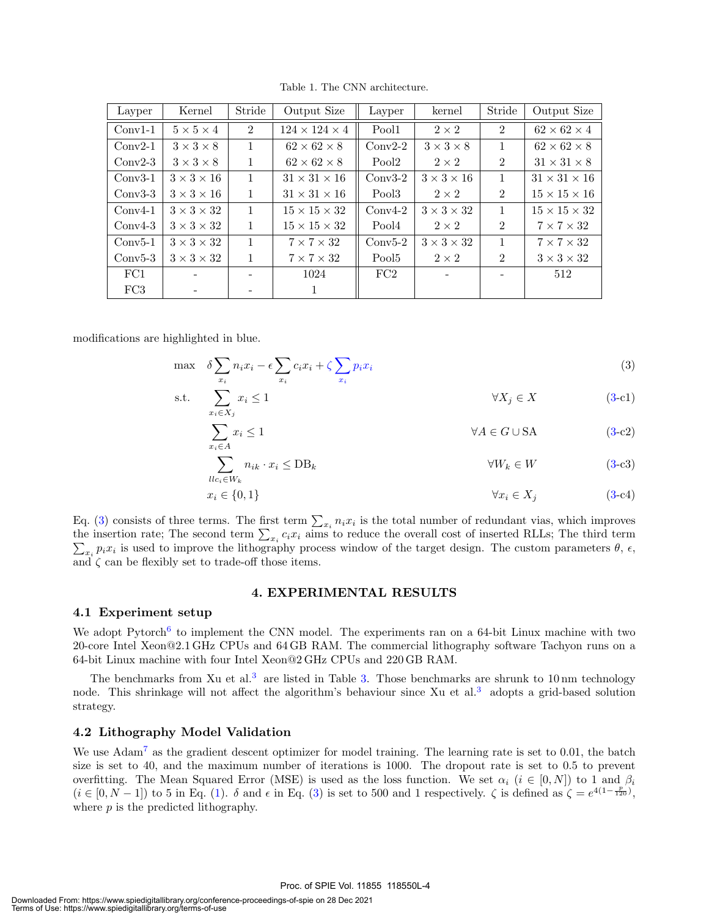Table 1. The CNN architecture.

| Layper | Kernel | Stride | Output Size | Layper | kernel | Stride | Output Size |
|---|---|---|---|---|---|---|---|
| Conv1-1 | $5 \times 5 \times 4$ | 2 | $124 \times 124 \times 4$ | Pool1 | $2 \times 2$ | 2 | $62 \times 62 \times 4$ |
| Conv2-1 | $3 \times 3 \times 8$ | 1 | $62 \times 62 \times 8$ | Conv2-2 | $3 \times 3 \times 8$ | 1 | $62 \times 62 \times 8$ |
| Conv2-3 | $3 \times 3 \times 8$ | 1 | $62 \times 62 \times 8$ | Pool2 | $2 \times 2$ | 2 | $31 \times 31 \times 8$ |
| Conv3-1 | $3 \times 3 \times 16$ | 1 | $31 \times 31 \times 16$ | Conv3-2 | $3 \times 3 \times 16$ | 1 | $31 \times 31 \times 16$ |
| Conv3-3 | $3 \times 3 \times 16$ | 1 | $31 \times 31 \times 16$ | Pool3 | $2 \times 2$ | 2 | $15 \times 15 \times 16$ |
| Conv4-1 | $3 \times 3 \times 32$ | 1 | $15 \times 15 \times 32$ | Conv4-2 | $3 \times 3 \times 32$ | 1 | $15 \times 15 \times 32$ |
| Conv4-3 | $3 \times 3 \times 32$ | 1 | $15 \times 15 \times 32$ | Pool4 | $2 \times 2$ | 2 | $7 \times 7 \times 32$ |
| Conv5-1 | $3 \times 3 \times 32$ | 1 | $7 \times 7 \times 32$ | Conv5-2 | $3 \times 3 \times 32$ | 1 | $7 \times 7 \times 32$ |
| Conv5-3 | $3 \times 3 \times 32$ | 1 | $7 \times 7 \times 32$ | Pool5 | $2 \times 2$ | 2 | $3 \times 3 \times 32$ |
| FC1 | - | - | 1024 | FC2 | - | - | 512 |
| FC3 | - | - | 1 | | | | |

modifications are highlighted in blue.

$$\max \quad \delta \sum_{x_i} n_i x_i - \epsilon \sum_{x_i} c_i x_i + \zeta \sum_{x_i} p_i x_i \tag{3}$$

$$\text{s.t.} \quad \sum_{x_i \in X_j} x_i \leq 1 \qquad \forall X_j \in X \tag{3-c1}$$

$$\sum_{x_i \in A} x_i \leq 1 \qquad \forall A \in G \cup \text{SA} \tag{3-c2}$$

$$\sum_{llc_i \in W_k} n_{ik} \cdot x_i \leq \text{DB}_k \qquad \forall W_k \in W \tag{3-c3}$$

$$x_i \in \{0, 1\} \qquad \forall x_i \in X_j \tag{3-c4}$$

Eq. (3) consists of three terms. The first term $\sum_{x_i} n_i x_i$ is the total number of redundant vias, which improves the insertion rate; The second term $\sum_{x_i} c_i x_i$ aims to reduce the overall cost of inserted RLLs; The third term $\sum_{x_i} p_i x_i$ is used to improve the lithography process window of the target design. The custom parameters $\theta$, $\epsilon$, and $\zeta$ can be flexibly set to trade-off those items.

## 4. EXPERIMENTAL RESULTS

### 4.1 Experiment setup

We adopt Pytorch[6] to implement the CNN model. The experiments ran on a 64-bit Linux machine with two 20-core Intel Xeon@2.1 GHz CPUs and 64 GB RAM. The commercial lithography software Tachyon runs on a 64-bit Linux machine with four Intel Xeon@2 GHz CPUs and 220 GB RAM.

The benchmarks from Xu et al.[3] are listed in Table 3. Those benchmarks are shrunk to 10 nm technology node. This shrinkage will not affect the algorithm's behaviour since Xu et al.[3] adopts a grid-based solution strategy.

### 4.2 Lithography Model Validation

We use Adam[7] as the gradient descent optimizer for model training. The learning rate is set to 0.01, the batch size is set to 40, and the maximum number of iterations is 1000. The dropout rate is set to 0.5 to prevent overfitting. The Mean Squared Error (MSE) is used as the loss function. We set $\alpha_i$ ($i \in [0, N]$) to 1 and $\beta_i$ ($i \in [0, N-1]$) to 5 in Eq. (1). $\delta$ and $\epsilon$ in Eq. (3) is set to 500 and 1 respectively. $\zeta$ is defined as $\zeta = e^{4(1-\frac{p}{120})}$, where $p$ is the predicted lithography.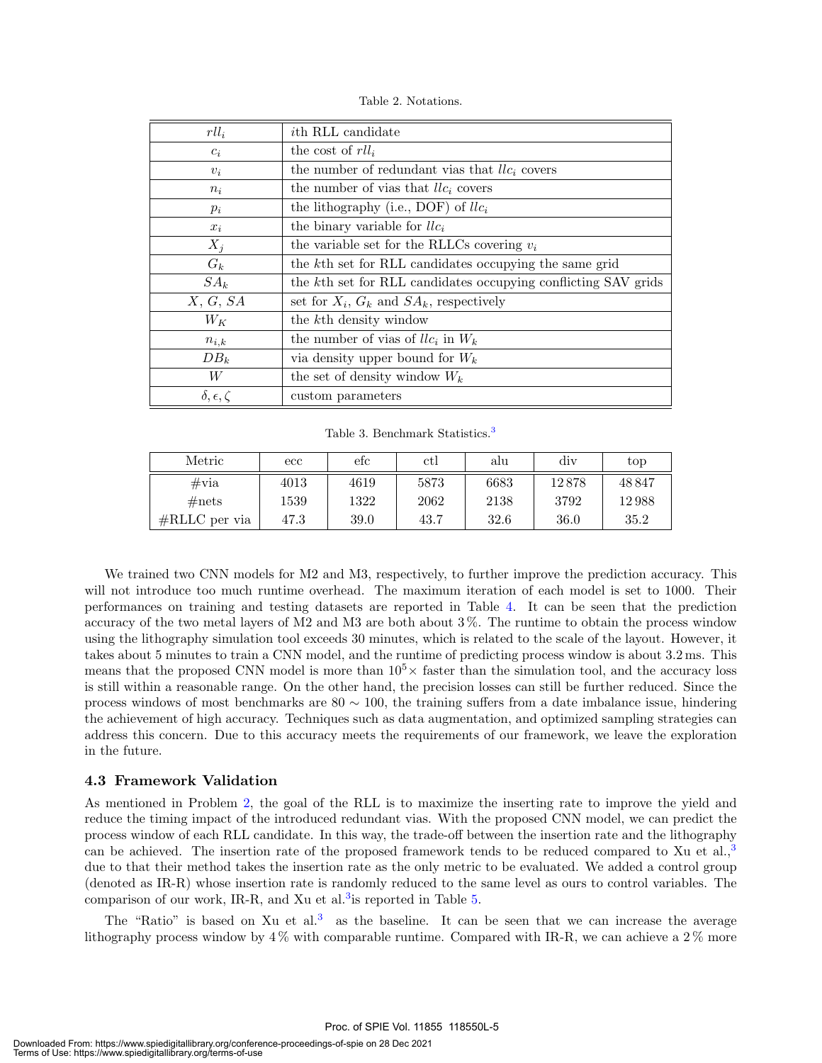Table 2. Notations.

| | |
|---|---|
| $rll_i$ | $i$th RLL candidate |
| $c_i$ | the cost of $rll_i$ |
| $v_i$ | the number of redundant vias that $llc_i$ covers |
| $n_i$ | the number of vias that $llc_i$ covers |
| $p_i$ | the lithography (i.e., DOF) of $llc_i$ |
| $x_i$ | the binary variable for $llc_i$ |
| $X_j$ | the variable set for the RLLCs covering $v_i$ |
| $G_k$ | the $k$th set for RLL candidates occupying the same grid |
| $SA_k$ | the $k$th set for RLL candidates occupying conflicting SAV grids |
| $X$, $G$, $SA$ | set for $X_i$, $G_k$ and $SA_k$, respectively |
| $W_K$ | the $k$th density window |
| $n_{i,k}$ | the number of vias of $llc_i$ in $W_k$ |
| $DB_k$ | via density upper bound for $W_k$ |
| $W$ | the set of density window $W_k$ |
| $\delta, \epsilon, \zeta$ | custom parameters |

Table 3. Benchmark Statistics.[3]

| Metric | ecc | efc | ctl | alu | div | top |
|---|---|---|---|---|---|---|
| #via | 4013 | 4619 | 5873 | 6683 | 12 878 | 48 847 |
| #nets | 1539 | 1322 | 2062 | 2138 | 3792 | 12 988 |
| #RLLC per via | 47.3 | 39.0 | 43.7 | 32.6 | 36.0 | 35.2 |

We trained two CNN models for M2 and M3, respectively, to further improve the prediction accuracy. This will not introduce too much runtime overhead. The maximum iteration of each model is set to 1000. Their performances on training and testing datasets are reported in Table 4. It can be seen that the prediction accuracy of the two metal layers of M2 and M3 are both about 3%. The runtime to obtain the process window using the lithography simulation tool exceeds 30 minutes, which is related to the scale of the layout. However, it takes about 5 minutes to train a CNN model, and the runtime of predicting process window is about 3.2 ms. This means that the proposed CNN model is more than $10^5\times$ faster than the simulation tool, and the accuracy loss is still within a reasonable range. On the other hand, the precision losses can still be further reduced. Since the process windows of most benchmarks are $80 \sim 100$, the training suffers from a date imbalance issue, hindering the achievement of high accuracy. Techniques such as data augmentation, and optimized sampling strategies can address this concern. Due to this accuracy meets the requirements of our framework, we leave the exploration in the future.

### 4.3 Framework Validation

As mentioned in Problem 2, the goal of the RLL is to maximize the inserting rate to improve the yield and reduce the timing impact of the introduced redundant vias. With the proposed CNN model, we can predict the process window of each RLL candidate. In this way, the trade-off between the insertion rate and the lithography can be achieved. The insertion rate of the proposed framework tends to be reduced compared to Xu et al.,[3] due to that their method takes the insertion rate as the only metric to be evaluated. We added a control group (denoted as IR-R) whose insertion rate is randomly reduced to the same level as ours to control variables. The comparison of our work, IR-R, and Xu et al.[3]is reported in Table 5.

The "Ratio" is based on Xu et al.[3] as the baseline. It can be seen that we can increase the average lithography process window by 4% with comparable runtime. Compared with IR-R, we can achieve a 2% more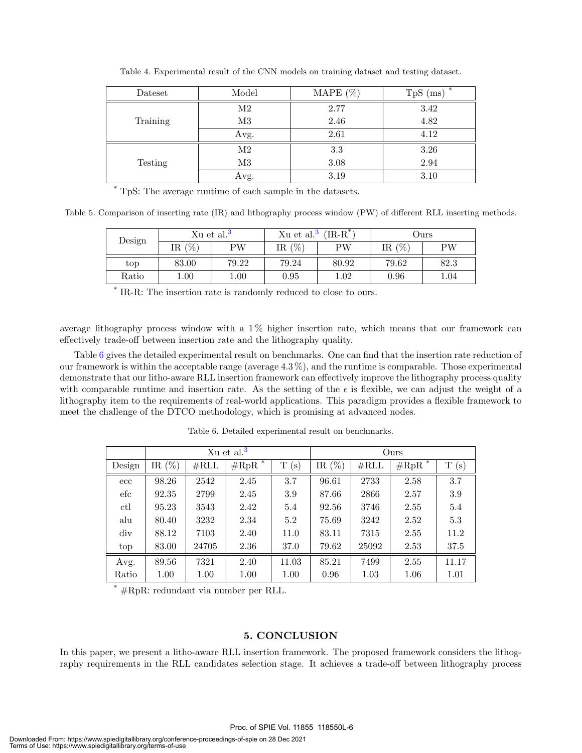Table 4. Experimental result of the CNN models on training dataset and testing dataset.

| Dateset | Model | MAPE (%) | TpS (ms) * |
|---|---|---|---|
| Training | M2 | 2.77 | 3.42 |
| | M3 | 2.46 | 4.82 |
| | Avg. | 2.61 | 4.12 |
| Testing | M2 | 3.3 | 3.26 |
| | M3 | 3.08 | 2.94 |
| | Avg. | 3.19 | 3.10 |

\* TpS: The average runtime of each sample in the datasets.

Table 5. Comparison of inserting rate (IR) and lithography process window (PW) of different RLL inserting methods.

| Design | Xu et al.[3] | | Xu et al.[3] (IR-R*) | | Ours | |
|---|---|---|---|---|---|---|
| | IR (%) | PW | IR (%) | PW | IR (%) | PW |
| top | 83.00 | 79.22 | 79.24 | 80.92 | 79.62 | 82.3 |
| Ratio | 1.00 | 1.00 | 0.95 | 1.02 | 0.96 | 1.04 |

\* IR-R: The insertion rate is randomly reduced to close to ours.

average lithography process window with a 1 % higher insertion rate, which means that our framework can effectively trade-off between insertion rate and the lithography quality.

Table 6 gives the detailed experimental result on benchmarks. One can find that the insertion rate reduction of our framework is within the acceptable range (average 4.3 %), and the runtime is comparable. Those experimental demonstrate that our litho-aware RLL insertion framework can effectively improve the lithography process quality with comparable runtime and insertion rate. As the setting of the $\epsilon$ is flexible, we can adjust the weight of a lithography item to the requirements of real-world applications. This paradigm provides a flexible framework to meet the challenge of the DTCO methodology, which is promising at advanced nodes.

Table 6. Detailed experimental result on benchmarks.

| | Xu et al.[3] | | | | Ours | | | |
|---|---|---|---|---|---|---|---|---|
| Design | IR (%) | #RLL | #RpR * | T (s) | IR (%) | #RLL | #RpR * | T (s) |
| ecc | 98.26 | 2542 | 2.45 | 3.7 | 96.61 | 2733 | 2.58 | 3.7 |
| efc | 92.35 | 2799 | 2.45 | 3.9 | 87.66 | 2866 | 2.57 | 3.9 |
| ctl | 95.23 | 3543 | 2.42 | 5.4 | 92.56 | 3746 | 2.55 | 5.4 |
| alu | 80.40 | 3232 | 2.34 | 5.2 | 75.69 | 3242 | 2.52 | 5.3 |
| div | 88.12 | 7103 | 2.40 | 11.0 | 83.11 | 7315 | 2.55 | 11.2 |
| top | 83.00 | 24705 | 2.36 | 37.0 | 79.62 | 25092 | 2.53 | 37.5 |
| Avg. | 89.56 | 7321 | 2.40 | 11.03 | 85.21 | 7499 | 2.55 | 11.17 |
| Ratio | 1.00 | 1.00 | 1.00 | 1.00 | 0.96 | 1.03 | 1.06 | 1.01 |

\* #RpR: redundant via number per RLL.

## 5. CONCLUSION

In this paper, we present a litho-aware RLL insertion framework. The proposed framework considers the lithography requirements in the RLL candidates selection stage. It achieves a trade-off between lithography process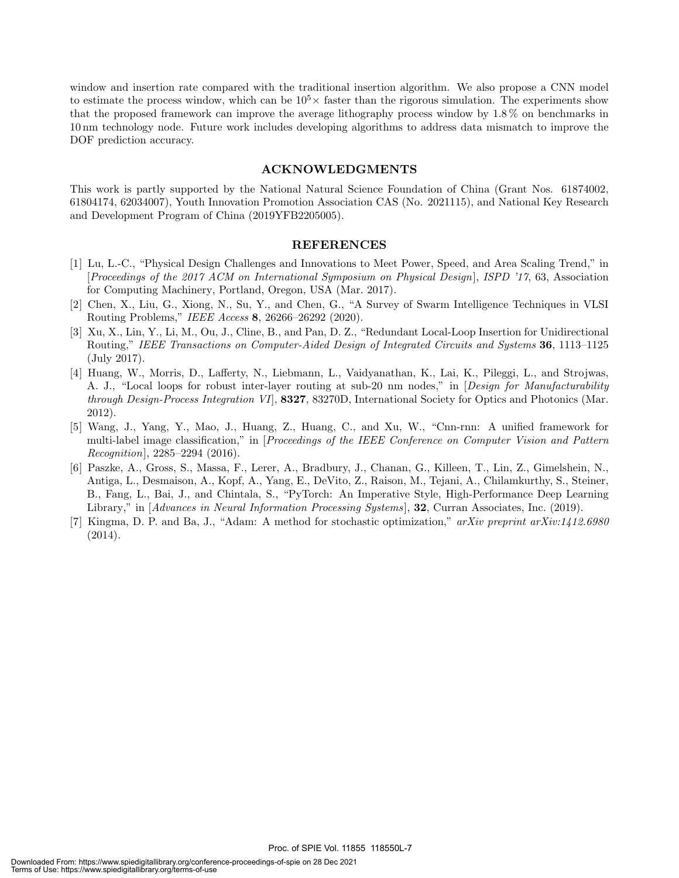window and insertion rate compared with the traditional insertion algorithm. We also propose a CNN model to estimate the process window, which can be $10^5\times$ faster than the rigorous simulation. The experiments show that the proposed framework can improve the average lithography process window by 1.8 % on benchmarks in 10 nm technology node. Future work includes developing algorithms to address data mismatch to improve the DOF prediction accuracy.

## ACKNOWLEDGMENTS

This work is partly supported by the National Natural Science Foundation of China (Grant Nos. 61874002, 61804174, 62034007), Youth Innovation Promotion Association CAS (No. 2021115), and National Key Research and Development Program of China (2019YFB2205005).

## REFERENCES

[1] Lu, L.-C., "Physical Design Challenges and Innovations to Meet Power, Speed, and Area Scaling Trend," in [*Proceedings of the 2017 ACM on International Symposium on Physical Design*], *ISPD '17*, 63, Association for Computing Machinery, Portland, Oregon, USA (Mar. 2017).

[2] Chen, X., Liu, G., Xiong, N., Su, Y., and Chen, G., "A Survey of Swarm Intelligence Techniques in VLSI Routing Problems," *IEEE Access* **8**, 26266–26292 (2020).

[3] Xu, X., Lin, Y., Li, M., Ou, J., Cline, B., and Pan, D. Z., "Redundant Local-Loop Insertion for Unidirectional Routing," *IEEE Transactions on Computer-Aided Design of Integrated Circuits and Systems* **36**, 1113–1125 (July 2017).

[4] Huang, W., Morris, D., Lafferty, N., Liebmann, L., Vaidyanathan, K., Lai, K., Pileggi, L., and Strojwas, A. J., "Local loops for robust inter-layer routing at sub-20 nm nodes," in [*Design for Manufacturability through Design-Process Integration VI*], **8327**, 83270D, International Society for Optics and Photonics (Mar. 2012).

[5] Wang, J., Yang, Y., Mao, J., Huang, Z., Huang, C., and Xu, W., "Cnn-rnn: A unified framework for multi-label image classification," in [*Proceedings of the IEEE Conference on Computer Vision and Pattern Recognition*], 2285–2294 (2016).

[6] Paszke, A., Gross, S., Massa, F., Lerer, A., Bradbury, J., Chanan, G., Killeen, T., Lin, Z., Gimelshein, N., Antiga, L., Desmaison, A., Kopf, A., Yang, E., DeVito, Z., Raison, M., Tejani, A., Chilamkurthy, S., Steiner, B., Fang, L., Bai, J., and Chintala, S., "PyTorch: An Imperative Style, High-Performance Deep Learning Library," in [*Advances in Neural Information Processing Systems*], **32**, Curran Associates, Inc. (2019).

[7] Kingma, D. P. and Ba, J., "Adam: A method for stochastic optimization," *arXiv preprint arXiv:1412.6980* (2014).